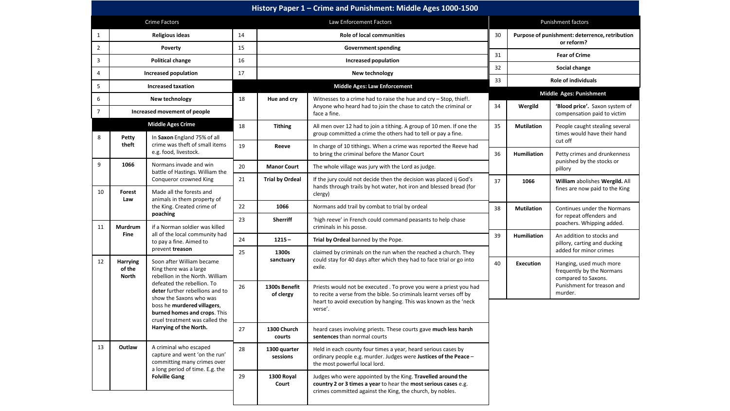# History Paper 1 – Crime and Punishment: Middle Ages 1000-1500

## Crime Factors

| | |
|---|---|
| 1 | Religious ideas |
| 2 | Poverty |
| 3 | Political change |
| 4 | Increased population |
| 5 | Increased taxation |
| 6 | New technology |
| 7 | Increased movement of people |

## Middle Ages Crime

| | | |
|---|---|---|
| 8 | Petty theft | In **Saxon** England 75% of all crime was theft of small items e.g. food, livestock. |
| 9 | 1066 | Normans invade and win battle of Hastings. William the Conqueror crowned King |
| 10 | Forest Law | Made all the forests and animals in them property of the King. Created crime of **poaching** |
| 11 | Murdrum Fine | if a Norman soldier was killed all of the local community had to pay a fine. Aimed to prevent **treason** |
| 12 | Harrying of the North | Soon after William became King there was a large rebellion in the North. William defeated the rebellion. To **deter** further rebellions and to show the Saxons who was boss he **murdered villagers**, **burned homes and crops**. This cruel treatment was called the **Harrying of the North.** |
| 13 | Outlaw | A criminal who escaped capture and went 'on the run' committing many crimes over a long period of time. E.g. the **Folville Gang** |

## Law Enforcement Factors

| | |
|---|---|
| 14 | Role of local communities |
| 15 | Government spending |
| 16 | Increased population |
| 17 | New technology |

## Middle Ages: Law Enforcement

| | | |
|---|---|---|
| 18 | Hue and cry | Witnesses to a crime had to raise the hue and cry – Stop, thief!. Anyone who heard had to join the chase to catch the criminal or face a fine. |
| 18 | Tithing | All men over 12 had to join a tithing. A group of 10 men. If one the group committed a crime the others had to tell or pay a fine. |
| 19 | Reeve | In charge of 10 tithings. When a crime was reported the Reeve had to bring the criminal before the Manor Court |
| 20 | Manor Court | The whole village was jury with the Lord as judge. |
| 21 | Trial by Ordeal | If the jury could not decide then the decision was placed ij God's hands through trails by hot water, hot iron and blessed bread (for clergy) |
| 22 | 1066 | Normans add trail by combat to trial by ordeal |
| 23 | Sherriff | 'high reeve' in French could command peasants to help chase criminals in his posse. |
| 24 | 1215 – | **Trial by Ordeal** banned by the Pope. |
| 25 | 1300s sanctuary | claimed by criminals on the run when the reached a church. They could stay for 40 days after which they had to face trial or go into exile. |
| 26 | 1300s Benefit of clergy | Priests would not be executed . To prove you were a priest you had to recite a verse from the bible. So criminals learnt verses off by heart to avoid execution by hanging. This was known as the 'neck verse'. |
| 27 | 1300 Church courts | heard cases involving priests. These courts gave **much less harsh sentences** than normal courts |
| 28 | 1300 quarter sessions | Held in each county four times a year, heard serious cases by ordinary people e.g. murder. Judges were **Justices of the Peace** – the most powerful local lord. |
| 29 | 1300 Royal Court | Judges who were appointed by the King. **Travelled around the country 2 or 3 times a year** to hear the **most serious cases** e.g. crimes committed against the King, the church, by nobles. |

## Punishment factors

| | |
|---|---|
| 30 | Purpose of punishment: deterrence, retribution or reform? |
| 31 | Fear of Crime |
| 32 | Social change |
| 33 | Role of individuals |

## Middle Ages: Punishment

| | | |
|---|---|---|
| 34 | Wergild | **'Blood price'.** Saxon system of compensation paid to victim |
| 35 | Mutilation | People caught stealing several times would have their hand cut off |
| 36 | Humiliation | Petty crimes and drunkenness punished by the stocks or pillory |
| 37 | 1066 | **William** abolishes **Wergild.** All fines are now paid to the King |
| 38 | Mutilation | Continues under the Normans for repeat offenders and poachers. Whipping added. |
| 39 | Humiliation | An addition to stocks and pillory, carting and ducking added for minor crimes |
| 40 | Execution | Hanging, used much more frequently by the Normans compared to Saxons. Punishment for treason and murder. |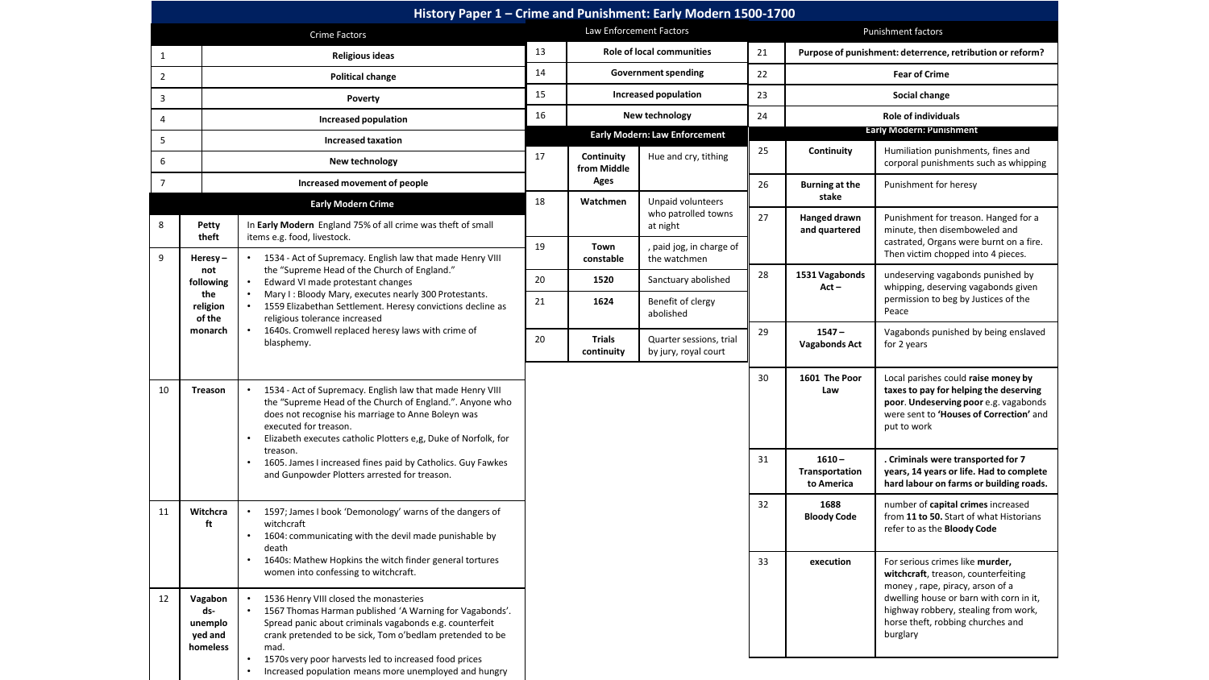# History Paper 1 – Crime and Punishment: Early Modern 1500-1700

## Crime Factors

| | |
|---|---|
| 1 | Religious ideas |
| 2 | Political change |
| 3 | Poverty |
| 4 | Increased population |
| 5 | Increased taxation |
| 6 | New technology |
| 7 | Increased movement of people |

## Early Modern Crime

| | | |
|---|---|---|
| 8 | **Petty theft** | In **Early Modern** England 75% of all crime was theft of small items e.g. food, livestock. |
| 9 | **Heresy – not following the religion of the monarch** | • 1534 - Act of Supremacy. English law that made Henry VIII the "Supreme Head of the Church of England." <br>• Edward VI made protestant changes <br>• Mary I : Bloody Mary, executes nearly 300 Protestants. <br>• 1559 Elizabethan Settlement. Heresy convictions decline as religious tolerance increased <br>• 1640s. Cromwell replaced heresy laws with crime of blasphemy. |
| 10 | **Treason** | • 1534 - Act of Supremacy. English law that made Henry VIII the "Supreme Head of the Church of England.". Anyone who does not recognise his marriage to Anne Boleyn was executed for treason. <br>• Elizabeth executes catholic Plotters e,g, Duke of Norfolk, for treason. <br>• 1605. James I increased fines paid by Catholics. Guy Fawkes and Gunpowder Plotters arrested for treason. |
| 11 | **Witchcraft** | • 1597; James I book 'Demonology' warns of the dangers of witchcraft <br>• 1604: communicating with the devil made punishable by death <br>• 1640s: Mathew Hopkins the witch finder general tortures women into confessing to witchcraft. |
| 12 | **Vagabonds- unemployed and homeless** | • 1536 Henry VIII closed the monasteries <br>• 1567 Thomas Harman published 'A Warning for Vagabonds'. Spread panic about criminals vagabonds e.g. counterfeit crank pretended to be sick, Tom o'bedlam pretended to be mad. <br>• 1570s very poor harvests led to increased food prices <br>• Increased population means more unemployed and hungry |

## Law Enforcement Factors

| | |
|---|---|
| 13 | Role of local communities |
| 14 | Government spending |
| 15 | Increased population |
| 16 | New technology |

## Early Modern: Law Enforcement

| | | |
|---|---|---|
| 17 | **Continuity from Middle Ages** | Hue and cry, tithing |
| 18 | **Watchmen** | Unpaid volunteers who patrolled towns at night |
| 19 | **Town constable** | , paid jog, in charge of the watchmen |
| 20 | **1520** | Sanctuary abolished |
| 21 | **1624** | Benefit of clergy abolished |
| 20 | **Trials continuity** | Quarter sessions, trial by jury, royal court |

## Punishment factors

| | |
|---|---|
| 21 | Purpose of punishment: deterrence, retribution or reform? |
| 22 | Fear of Crime |
| 23 | Social change |
| 24 | Role of individuals |

## Early Modern: Punishment

| | | |
|---|---|---|
| 25 | **Continuity** | Humiliation punishments, fines and corporal punishments such as whipping |
| 26 | **Burning at the stake** | Punishment for heresy |
| 27 | **Hanged drawn and quartered** | Punishment for treason. Hanged for a minute, then disemboweled and castrated, Organs were burnt on a fire. Then victim chopped into 4 pieces. |
| 28 | **1531 Vagabonds Act –** | undeserving vagabonds punished by whipping, deserving vagabonds given permission to beg by Justices of the Peace |
| 29 | **1547 – Vagabonds Act** | Vagabonds punished by being enslaved for 2 years |
| 30 | **1601 The Poor Law** | Local parishes could **raise money by taxes to pay for helping the deserving poor**. **Undeserving poor** e.g. vagabonds were sent to **'Houses of Correction'** and put to work |
| 31 | **1610 – Transportation to America** | **. Criminals were transported for 7 years, 14 years or life. Had to complete hard labour on farms or building roads.** |
| 32 | **1688 Bloody Code** | number of **capital crimes** increased from **11 to 50.** Start of what Historians refer to as the **Bloody Code** |
| 33 | **execution** | For serious crimes like **murder, witchcraft**, treason, counterfeiting money , rape, piracy, arson of a dwelling house or barn with corn in it, highway robbery, stealing from work, horse theft, robbing churches and burglary |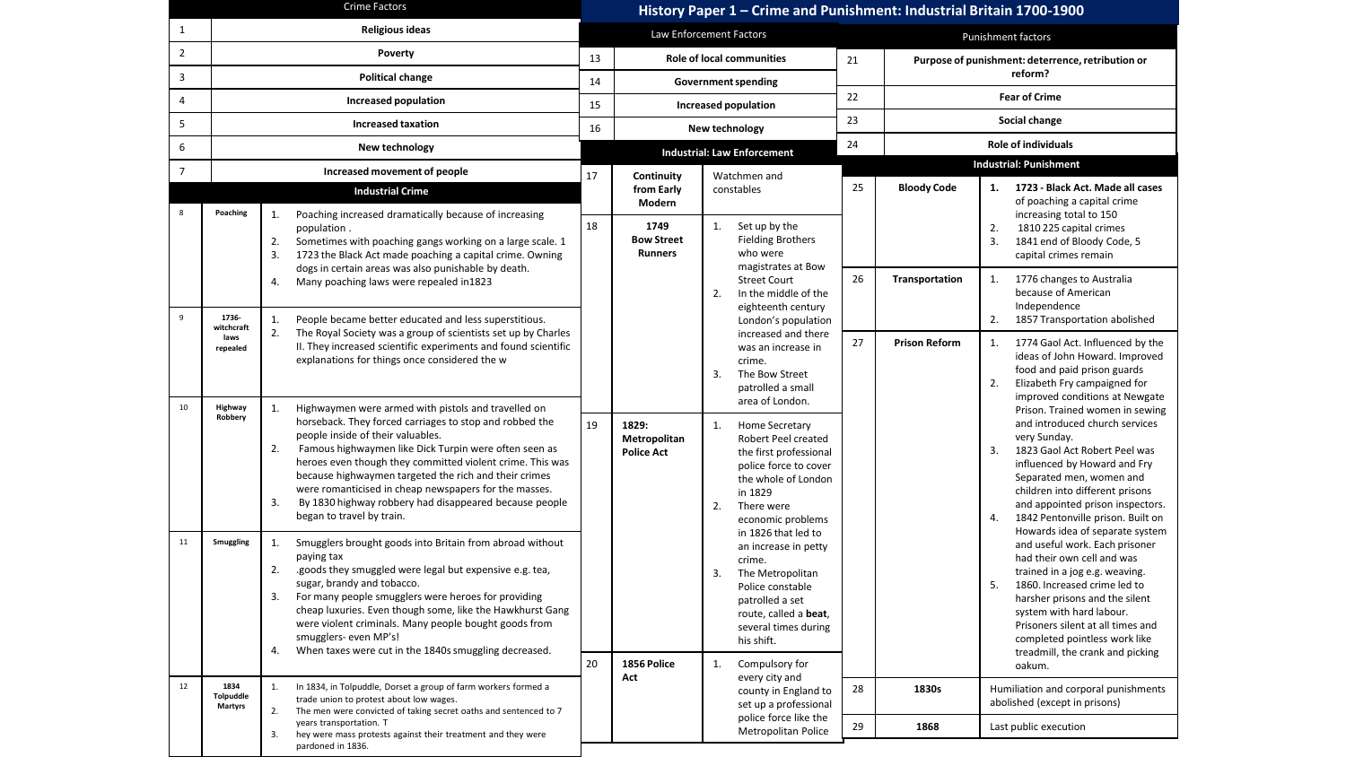# History Paper 1 – Crime and Punishment: Industrial Britain 1700-1900

## Crime Factors

| | |
|---|---|
| 1 | Religious ideas |
| 2 | Poverty |
| 3 | Political change |
| 4 | Increased population |
| 5 | Increased taxation |
| 6 | New technology |
| 7 | Increased movement of people |

## Industrial Crime

| | | |
|---|---|---|
| 8 | Poaching | 1. Poaching increased dramatically because of increasing population . 2. Sometimes with poaching gangs working on a large scale. 1 3. 1723 the Black Act made poaching a capital crime. Owning dogs in certain areas was also punishable by death. 4. Many poaching laws were repealed in1823 |
| 9 | 1736- witchcraft laws repealed | 1. People became better educated and less superstitious. 2. The Royal Society was a group of scientists set up by Charles II. They increased scientific experiments and found scientific explanations for things once considered the w |
| 10 | Highway Robbery | 1. Highwaymen were armed with pistols and travelled on horseback. They forced carriages to stop and robbed the people inside of their valuables. 2. Famous highwaymen like Dick Turpin were often seen as heroes even though they committed violent crime. This was because highwaymen targeted the rich and their crimes were romanticised in cheap newspapers for the masses. 3. By 1830 highway robbery had disappeared because people began to travel by train. |
| 11 | Smuggling | 1. Smugglers brought goods into Britain from abroad without paying tax 2. .goods they smuggled were legal but expensive e.g. tea, sugar, brandy and tobacco. 3. For many people smugglers were heroes for providing cheap luxuries. Even though some, like the Hawkhurst Gang were violent criminals. Many people bought goods from smugglers- even MP's! 4. When taxes were cut in the 1840s smuggling decreased. |
| 12 | 1834 Tolpuddle Martyrs | 1. In 1834, in Tolpuddle, Dorset a group of farm workers formed a trade union to protest about low wages. 2. The men were convicted of taking secret oaths and sentenced to 7 years transportation. T 3. hey were mass protests against their treatment and they were pardoned in 1836. |

## Law Enforcement Factors

| | |
|---|---|
| 13 | Role of local communities |
| 14 | Government spending |
| 15 | Increased population |
| 16 | New technology |

## Industrial: Law Enforcement

| | | |
|---|---|---|
| 17 | Continuity from Early Modern | Watchmen and constables |
| 18 | 1749 Bow Street Runners | 1. Set up by the Fielding Brothers who were magistrates at Bow Street Court 2. In the middle of the eighteenth century London's population increased and there was an increase in crime. 3. The Bow Street patrolled a small area of London. |
| 19 | 1829: Metropolitan Police Act | 1. Home Secretary Robert Peel created the first professional police force to cover the whole of London in 1829 2. There were economic problems in 1826 that led to an increase in petty crime. 3. The Metropolitan Police constable patrolled a set route, called a **beat**, several times during his shift. |
| 20 | 1856 Police Act | 1. Compulsory for every city and county in England to set up a professional police force like the Metropolitan Police |

## Punishment factors

| | |
|---|---|
| 21 | Purpose of punishment: deterrence, retribution or reform? |
| 22 | Fear of Crime |
| 23 | Social change |
| 24 | Role of individuals |

## Industrial: Punishment

| | | |
|---|---|---|
| 25 | Bloody Code | 1. **1723 - Black Act. Made all cases of poaching a capital crime increasing total to 150** 2. 1810 225 capital crimes 3. 1841 end of Bloody Code, 5 capital crimes remain |
| 26 | Transportation | 1. 1776 changes to Australia because of American Independence 2. 1857 Transportation abolished |
| 27 | Prison Reform | 1. 1774 Gaol Act. Influenced by the ideas of John Howard. Improved food and paid prison guards 2. Elizabeth Fry campaigned for improved conditions at Newgate Prison. Trained women in sewing and introduced church services very Sunday. 3. 1823 Gaol Act Robert Peel was influenced by Howard and Fry Separated men, women and children into different prisons and appointed prison inspectors. 4. 1842 Pentonville prison. Built on Howards idea of separate system and useful work. Each prisoner had their own cell and was trained in a jog e.g. weaving. 5. 1860. Increased crime led to harsher prisons and the silent system with hard labour. Prisoners silent at all times and completed pointless work like treadmill, the crank and picking oakum. |
| 28 | 1830s | Humiliation and corporal punishments abolished (except in prisons) |
| 29 | 1868 | Last public execution |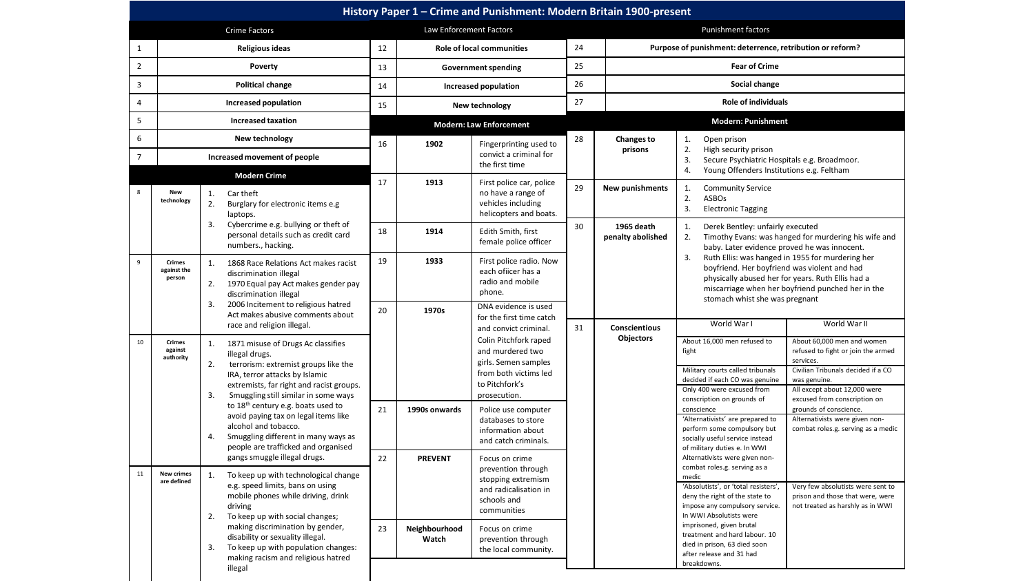# History Paper 1 – Crime and Punishment: Modern Britain 1900-present

## Crime Factors

| | |
|---|---|
| 1 | Religious ideas |
| 2 | Poverty |
| 3 | Political change |
| 4 | Increased population |
| 5 | Increased taxation |
| 6 | New technology |
| 7 | Increased movement of people |

### Modern Crime

| | | |
|---|---|---|
| 8 | New technology | 1. Car theft<br>2. Burglary for electronic items e.g laptops.<br>3. Cybercrime e.g. bullying or theft of personal details such as credit card numbers., hacking. |
| 9 | Crimes against the person | 1. 1868 Race Relations Act makes racist discrimination illegal<br>2. 1970 Equal pay Act makes gender pay discrimination illegal<br>3. 2006 Incitement to religious hatred Act makes abusive comments about race and religion illegal. |
| 10 | Crimes against authority | 1. 1871 misuse of Drugs Ac classifies illegal drugs.<br>2. terrorism: extremist groups like the IRA, terror attacks by Islamic extremists, far right and racist groups.<br>3. Smuggling still similar in some ways to 18th century e.g. boats used to avoid paying tax on legal items like alcohol and tobacco.<br>4. Smuggling different in many ways as people are trafficked and organised gangs smuggle illegal drugs. |
| 11 | New crimes are defined | 1. To keep up with technological change e.g. speed limits, bans on using mobile phones while driving, drink driving<br>2. To keep up with social changes; making discrimination by gender, disability or sexuality illegal.<br>3. To keep up with population changes: making racism and religious hatred illegal |

## Law Enforcement Factors

| | |
|---|---|
| 12 | Role of local communities |
| 13 | Government spending |
| 14 | Increased population |
| 15 | New technology |

### Modern: Law Enforcement

| | | |
|---|---|---|
| 16 | 1902 | Fingerprinting used to convict a criminal for the first time |
| 17 | 1913 | First police car, police now have a range of vehicles including helicopters and boats. |
| 18 | 1914 | Edith Smith, first female police officer |
| 19 | 1933 | First police radio. Now each ofiicer has a radio and mobile phone. |
| 20 | 1970s | DNA evidence is used for the first time catch and convict criminal. Colin Pitchfork raped and murdered two girls. Semen samples from both victims led to Pitchfork's prosecution. |
| 21 | 1990s onwards | Police use computer databases to store information about and catch criminals. |
| 22 | PREVENT | Focus on crime prevention through stopping extremism and radicalisation in schools and communities |
| 23 | Neighbourhood Watch | Focus on crime prevention through the local community. |

## Punishment factors

| | |
|---|---|
| 24 | Purpose of punishment: deterrence, retribution or reform? |
| 25 | Fear of Crime |
| 26 | Social change |
| 27 | Role of individuals |

### Modern: Punishment

| | | | |
|---|---|---|---|
| 28 | Changes to prisons | 1. Open prison<br>2. High security prison<br>3. Secure Psychiatric Hospitals e.g. Broadmoor.<br>4. Young Offenders Institutions e.g. Feltham | |
| 29 | New punishments | 1. Community Service<br>2. ASBOs<br>3. Electronic Tagging | |
| 30 | 1965 death penalty abolished | 1. Derek Bentley: unfairly executed<br>2. Timothy Evans: was hanged for murdering his wife and baby. Later evidence proved he was innocent.<br>3. Ruth Ellis: was hanged in 1955 for murdering her boyfriend. Her boyfriend was violent and had physically abused her for years. Ruth Ellis had a miscarriage when her boyfriend punched her in the stomach whist she was pregnant | |
| 31 | Conscientious Objectors | World War I | World War II |
| | | About 16,000 men refused to fight | About 60,000 men and women refused to fight or join the armed services. |
| | | Military courts called tribunals decided if each CO was genuine | Civilian Tribunals decided if a CO was genuine. |
| | | Only 400 were excused from conscription on grounds of conscience | All except about 12,000 were excused from conscription on grounds of conscience. |
| | | 'Alternativists' are prepared to perform some compulsory but socially useful service instead of military duties e. In WWI Alternativists were given non-combat roles.e.g. serving as a medic | Alternativists were given non-combat roles.g. serving as a medic |
| | | 'Absolutists', or 'total resisters', deny the right of the state to impose any compulsory service. In WWI Absolutists were imprisoned, given brutal treatment and hard labour. 10 died in prison, 63 died soon after release and 31 had breakdowns. | Very few absolutists were sent to prison and those that were, were not treated as harshly as in WWI |